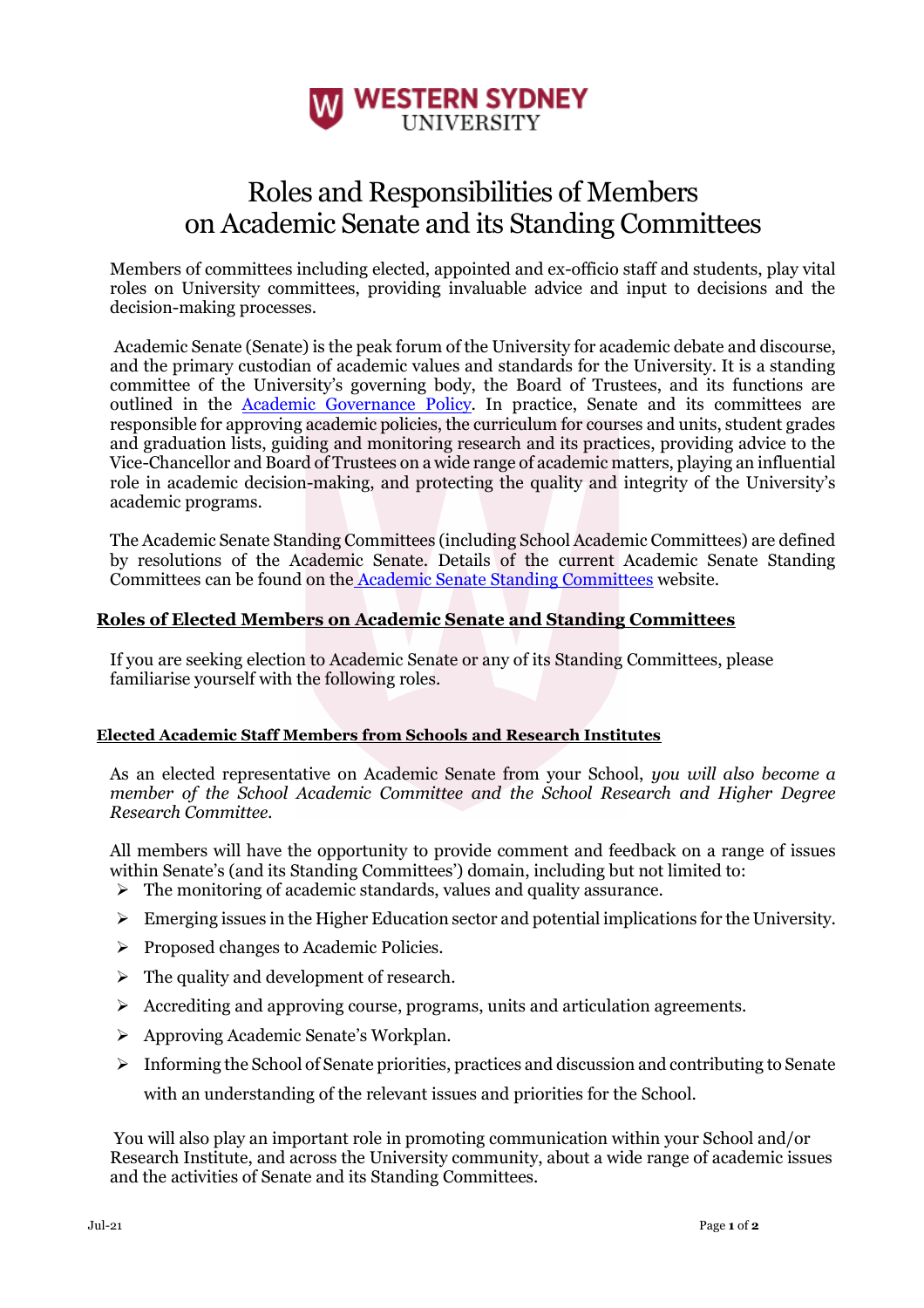# Roles and Responsibilities of Members on Academic Senate and its Standing Committees

Members of committees including elected, appointed and ex-officio staff and students, play vital roles on University committees, providing invaluable advice and input to decisions and the decision-making processes.

Academic Senate (Senate) is the peak forum of the University for academic debate and discourse, and the primary custodian of academic values and standards for the University. It is a standing committee of the University's governing body, the Board of Trustees, and its functions are outlined in the [Academic Governance Policy](). In practice, Senate and its committees are responsible for approving academic policies, the curriculum for courses and units, student grades and graduation lists, guiding and monitoring research and its practices, providing advice to the Vice-Chancellor and Board of Trustees on a wide range of academic matters, playing an influential role in academic decision-making, and protecting the quality and integrity of the University's academic programs.

The Academic Senate Standing Committees (including School Academic Committees) are defined by resolutions of the Academic Senate. Details of the current Academic Senate Standing Committees can be found on the [Academic Senate Standing Committees]() website.

## Roles of Elected Members on Academic Senate and Standing Committees

If you are seeking election to Academic Senate or any of its Standing Committees, please familiarise yourself with the following roles.

### Elected Academic Staff Members from Schools and Research Institutes

As an elected representative on Academic Senate from your School, *you will also become a member of the School Academic Committee and the School Research and Higher Degree Research Committee.*

All members will have the opportunity to provide comment and feedback on a range of issues within Senate's (and its Standing Committees') domain, including but not limited to:

- The monitoring of academic standards, values and quality assurance.
- Emerging issues in the Higher Education sector and potential implications for the University.
- Proposed changes to Academic Policies.
- The quality and development of research.
- Accrediting and approving course, programs, units and articulation agreements.
- Approving Academic Senate's Workplan.
- Informing the School of Senate priorities, practices and discussion and contributing to Senate with an understanding of the relevant issues and priorities for the School.

You will also play an important role in promoting communication within your School and/or Research Institute, and across the University community, about a wide range of academic issues and the activities of Senate and its Standing Committees.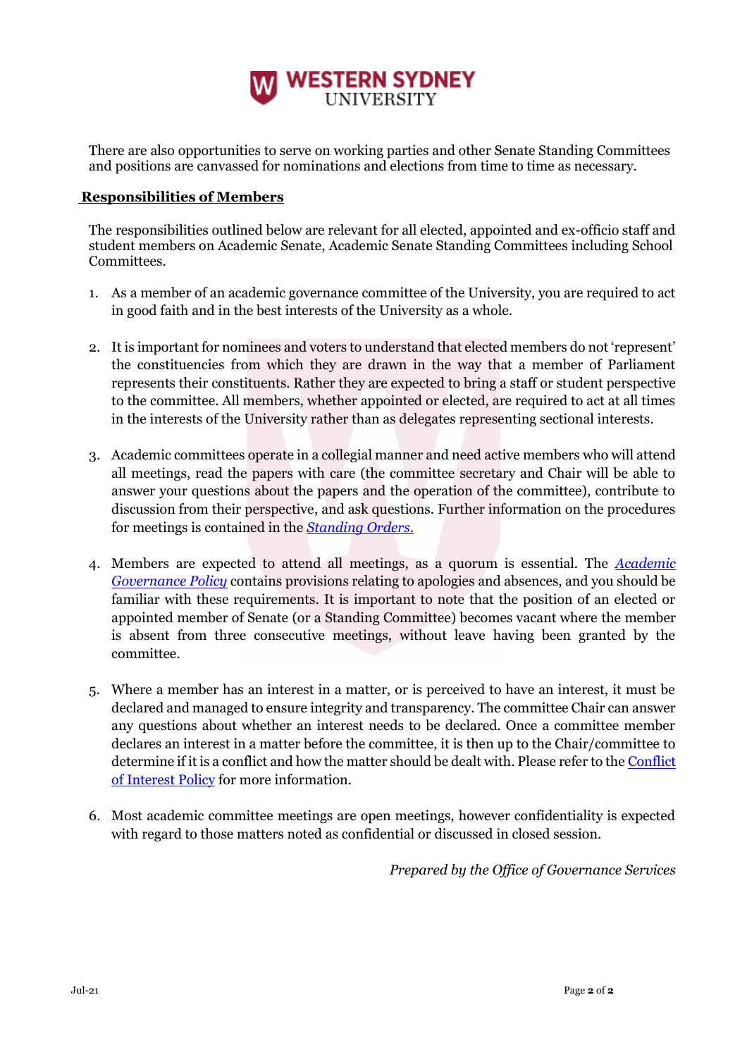There are also opportunities to serve on working parties and other Senate Standing Committees and positions are canvassed for nominations and elections from time to time as necessary.

## Responsibilities of Members

The responsibilities outlined below are relevant for all elected, appointed and ex-officio staff and student members on Academic Senate, Academic Senate Standing Committees including School Committees.

1. As a member of an academic governance committee of the University, you are required to act in good faith and in the best interests of the University as a whole.

2. It is important for nominees and voters to understand that elected members do not 'represent' the constituencies from which they are drawn in the way that a member of Parliament represents their constituents. Rather they are expected to bring a staff or student perspective to the committee. All members, whether appointed or elected, are required to act at all times in the interests of the University rather than as delegates representing sectional interests.

3. Academic committees operate in a collegial manner and need active members who will attend all meetings, read the papers with care (the committee secretary and Chair will be able to answer your questions about the papers and the operation of the committee), contribute to discussion from their perspective, and ask questions. Further information on the procedures for meetings is contained in the *Standing Orders.*

4. Members are expected to attend all meetings, as a quorum is essential. The *Academic Governance Policy* contains provisions relating to apologies and absences, and you should be familiar with these requirements. It is important to note that the position of an elected or appointed member of Senate (or a Standing Committee) becomes vacant where the member is absent from three consecutive meetings, without leave having been granted by the committee.

5. Where a member has an interest in a matter, or is perceived to have an interest, it must be declared and managed to ensure integrity and transparency. The committee Chair can answer any questions about whether an interest needs to be declared. Once a committee member declares an interest in a matter before the committee, it is then up to the Chair/committee to determine if it is a conflict and how the matter should be dealt with. Please refer to the Conflict of Interest Policy for more information.

6. Most academic committee meetings are open meetings, however confidentiality is expected with regard to those matters noted as confidential or discussed in closed session.

*Prepared by the Office of Governance Services*

Jul-21